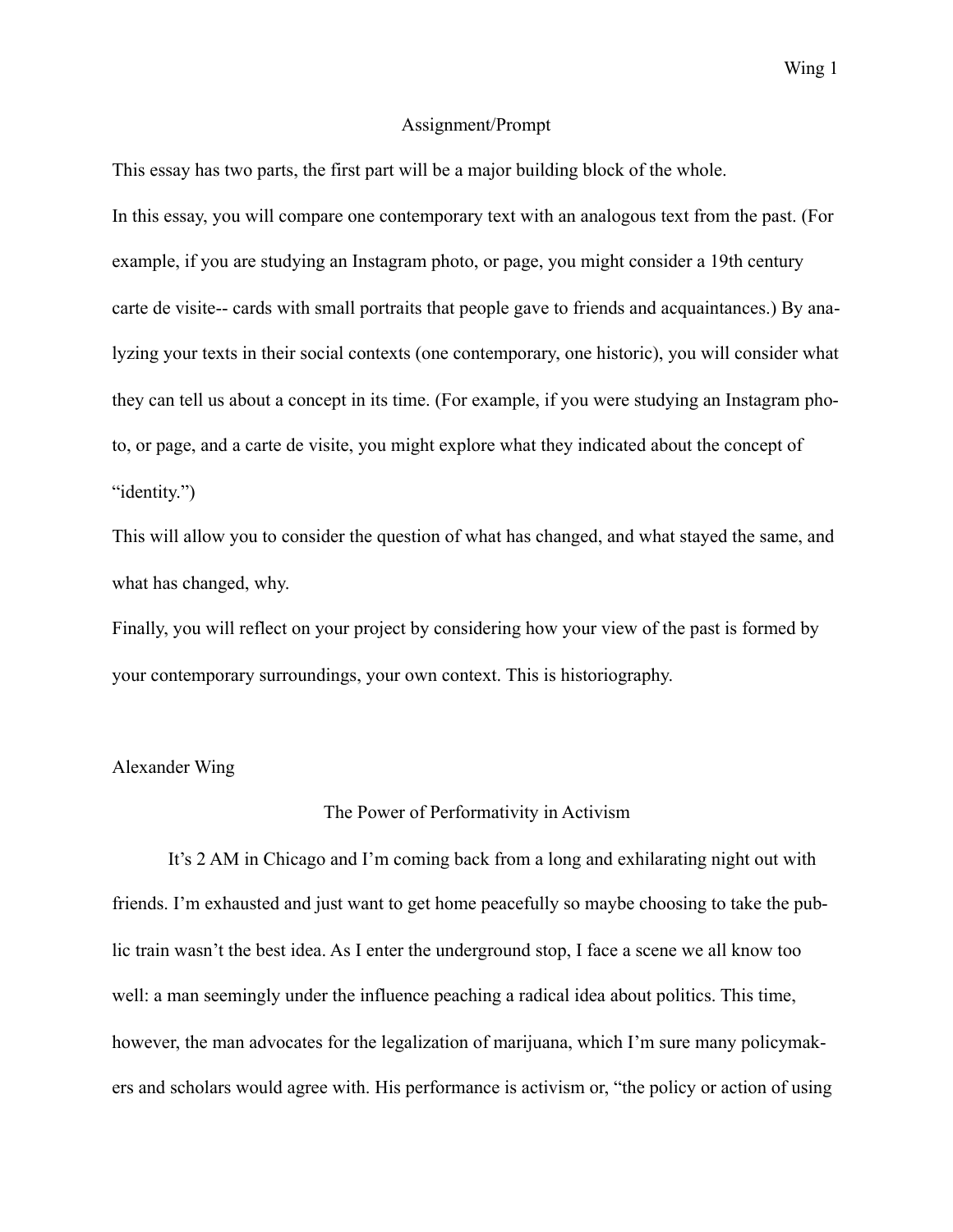## Assignment/Prompt

This essay has two parts, the first part will be a major building block of the whole.

In this essay, you will compare one contemporary text with an analogous text from the past. (For example, if you are studying an Instagram photo, or page, you might consider a 19th century carte de visite-- cards with small portraits that people gave to friends and acquaintances.) By analyzing your texts in their social contexts (one contemporary, one historic), you will consider what they can tell us about a concept in its time. (For example, if you were studying an Instagram photo, or page, and a carte de visite, you might explore what they indicated about the concept of "identity.")

This will allow you to consider the question of what has changed, and what stayed the same, and what has changed, why.

Finally, you will reflect on your project by considering how your view of the past is formed by your contemporary surroundings, your own context. This is historiography.

Alexander Wing

# The Power of Performativity in Activism

It's 2 AM in Chicago and I'm coming back from a long and exhilarating night out with friends. I'm exhausted and just want to get home peacefully so maybe choosing to take the public train wasn't the best idea. As I enter the underground stop, I face a scene we all know too well: a man seemingly under the influence peaching a radical idea about politics. This time, however, the man advocates for the legalization of marijuana, which I'm sure many policymakers and scholars would agree with. His performance is activism or, "the policy or action of using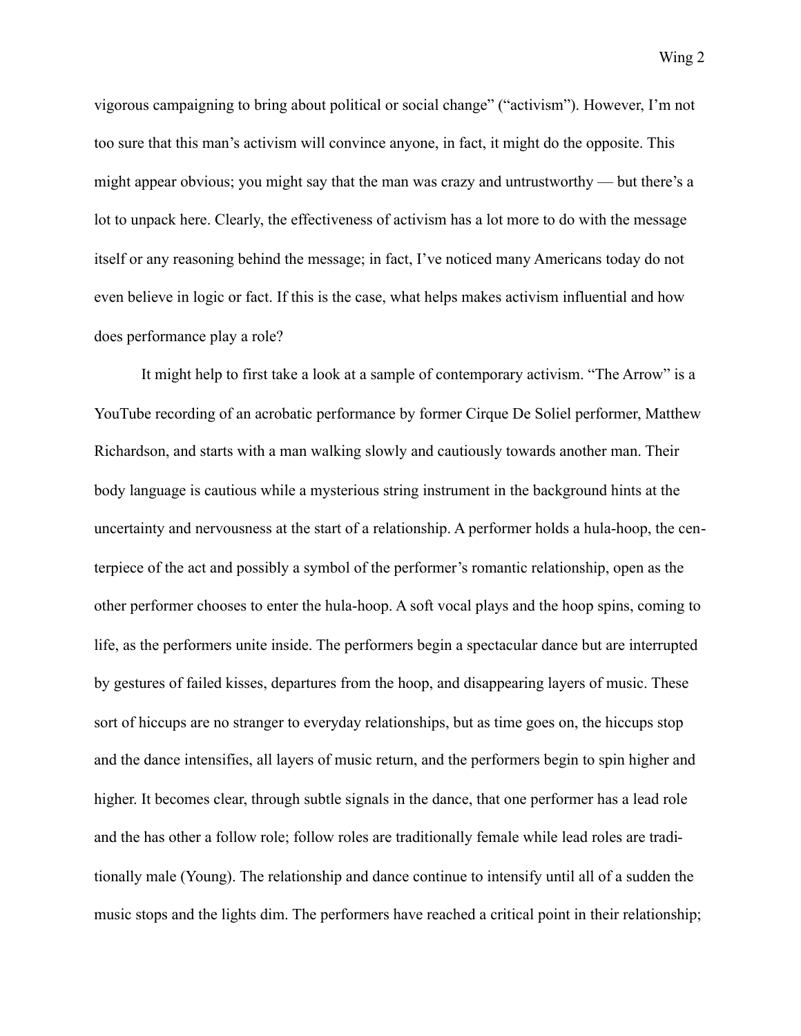vigorous campaigning to bring about political or social change" ("activism"). However, I'm not too sure that this man's activism will convince anyone, in fact, it might do the opposite. This might appear obvious; you might say that the man was crazy and untrustworthy — but there's a lot to unpack here. Clearly, the effectiveness of activism has a lot more to do with the message itself or any reasoning behind the message; in fact, I've noticed many Americans today do not even believe in logic or fact. If this is the case, what helps makes activism influential and how does performance play a role?

It might help to first take a look at a sample of contemporary activism. "The Arrow" is a YouTube recording of an acrobatic performance by former Cirque De Soliel performer, Matthew Richardson, and starts with a man walking slowly and cautiously towards another man. Their body language is cautious while a mysterious string instrument in the background hints at the uncertainty and nervousness at the start of a relationship. A performer holds a hula-hoop, the centerpiece of the act and possibly a symbol of the performer's romantic relationship, open as the other performer chooses to enter the hula-hoop. A soft vocal plays and the hoop spins, coming to life, as the performers unite inside. The performers begin a spectacular dance but are interrupted by gestures of failed kisses, departures from the hoop, and disappearing layers of music. These sort of hiccups are no stranger to everyday relationships, but as time goes on, the hiccups stop and the dance intensifies, all layers of music return, and the performers begin to spin higher and higher. It becomes clear, through subtle signals in the dance, that one performer has a lead role and the has other a follow role; follow roles are traditionally female while lead roles are traditionally male (Young). The relationship and dance continue to intensify until all of a sudden the music stops and the lights dim. The performers have reached a critical point in their relationship;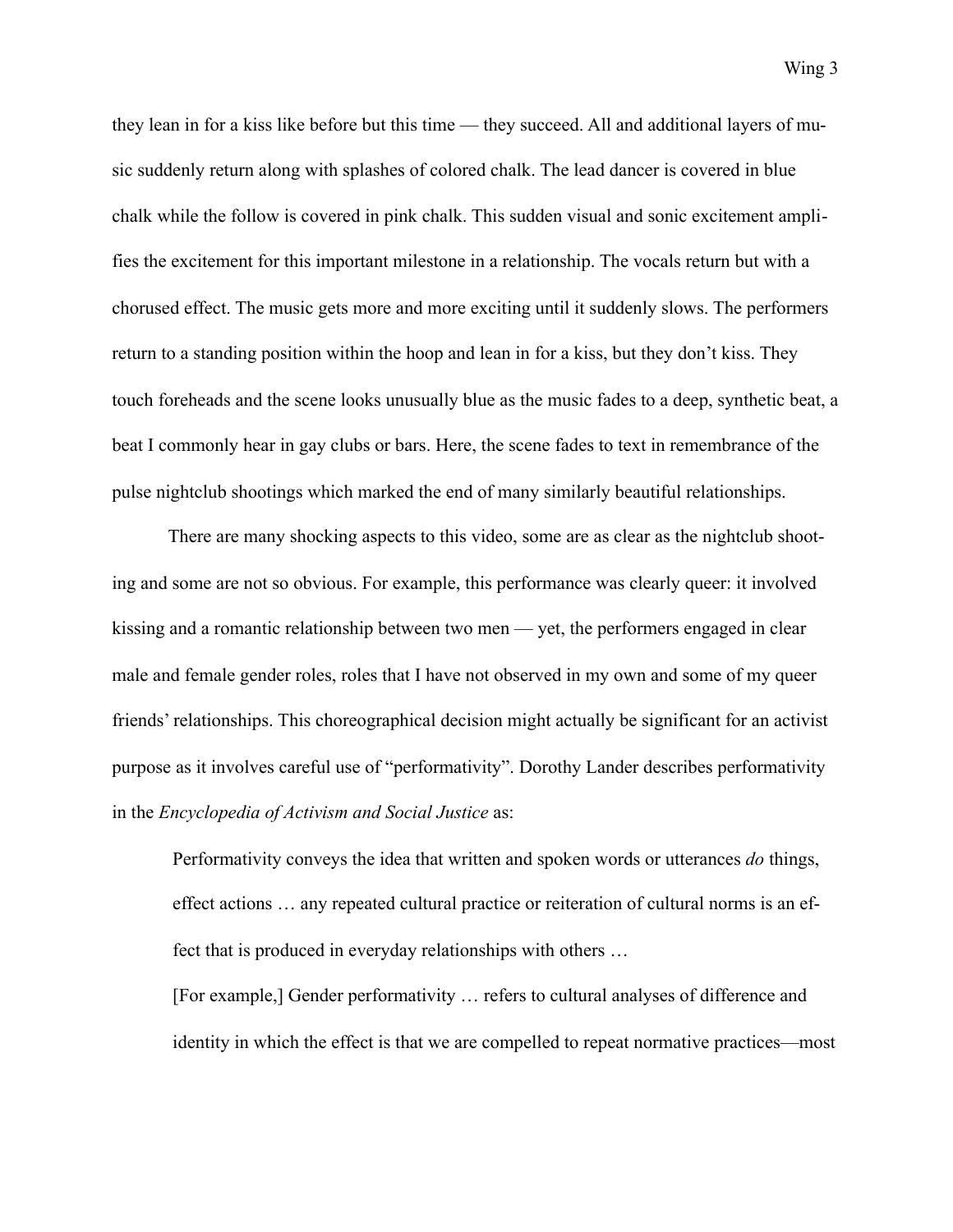they lean in for a kiss like before but this time — they succeed. All and additional layers of music suddenly return along with splashes of colored chalk. The lead dancer is covered in blue chalk while the follow is covered in pink chalk. This sudden visual and sonic excitement amplifies the excitement for this important milestone in a relationship. The vocals return but with a chorused effect. The music gets more and more exciting until it suddenly slows. The performers return to a standing position within the hoop and lean in for a kiss, but they don't kiss. They touch foreheads and the scene looks unusually blue as the music fades to a deep, synthetic beat, a beat I commonly hear in gay clubs or bars. Here, the scene fades to text in remembrance of the pulse nightclub shootings which marked the end of many similarly beautiful relationships.

There are many shocking aspects to this video, some are as clear as the nightclub shooting and some are not so obvious. For example, this performance was clearly queer: it involved kissing and a romantic relationship between two men — yet, the performers engaged in clear male and female gender roles, roles that I have not observed in my own and some of my queer friends' relationships. This choreographical decision might actually be significant for an activist purpose as it involves careful use of "performativity". Dorothy Lander describes performativity in the *Encyclopedia of Activism and Social Justice* as:

> Performativity conveys the idea that written and spoken words or utterances *do* things, effect actions … any repeated cultural practice or reiteration of cultural norms is an effect that is produced in everyday relationships with others …
>
> [For example,] Gender performativity … refers to cultural analyses of difference and identity in which the effect is that we are compelled to repeat normative practices—most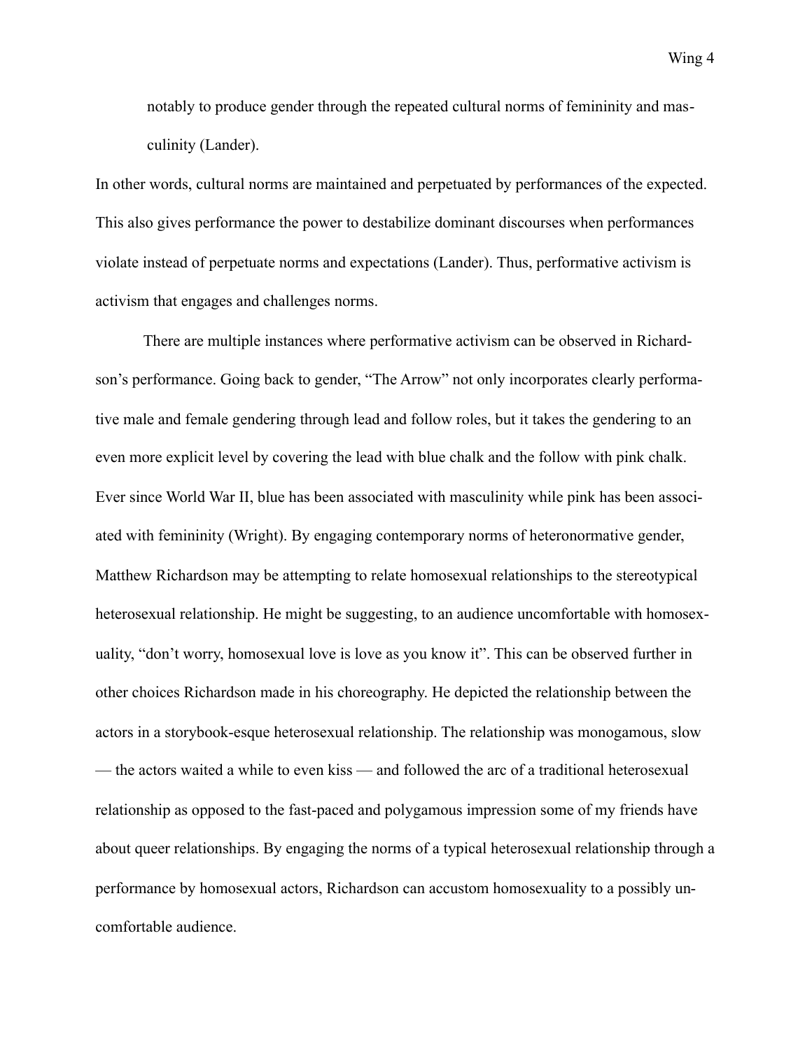> notably to produce gender through the repeated cultural norms of femininity and masculinity (Lander).

In other words, cultural norms are maintained and perpetuated by performances of the expected. This also gives performance the power to destabilize dominant discourses when performances violate instead of perpetuate norms and expectations (Lander). Thus, performative activism is activism that engages and challenges norms.

There are multiple instances where performative activism can be observed in Richardson's performance. Going back to gender, "The Arrow" not only incorporates clearly performative male and female gendering through lead and follow roles, but it takes the gendering to an even more explicit level by covering the lead with blue chalk and the follow with pink chalk. Ever since World War II, blue has been associated with masculinity while pink has been associated with femininity (Wright). By engaging contemporary norms of heteronormative gender, Matthew Richardson may be attempting to relate homosexual relationships to the stereotypical heterosexual relationship. He might be suggesting, to an audience uncomfortable with homosexuality, "don't worry, homosexual love is love as you know it". This can be observed further in other choices Richardson made in his choreography. He depicted the relationship between the actors in a storybook-esque heterosexual relationship. The relationship was monogamous, slow — the actors waited a while to even kiss — and followed the arc of a traditional heterosexual relationship as opposed to the fast-paced and polygamous impression some of my friends have about queer relationships. By engaging the norms of a typical heterosexual relationship through a performance by homosexual actors, Richardson can accustom homosexuality to a possibly uncomfortable audience.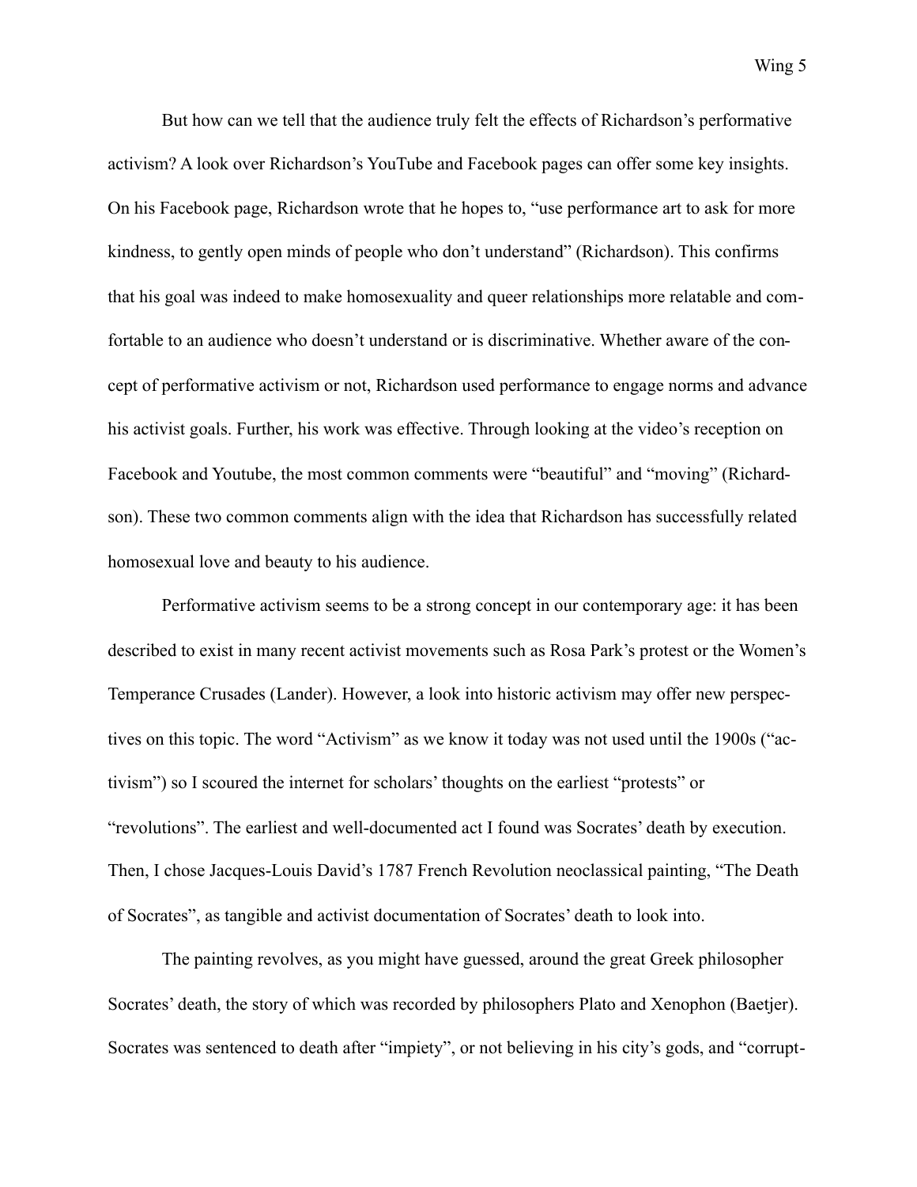But how can we tell that the audience truly felt the effects of Richardson's performative activism? A look over Richardson's YouTube and Facebook pages can offer some key insights. On his Facebook page, Richardson wrote that he hopes to, "use performance art to ask for more kindness, to gently open minds of people who don't understand" (Richardson). This confirms that his goal was indeed to make homosexuality and queer relationships more relatable and comfortable to an audience who doesn't understand or is discriminative. Whether aware of the concept of performative activism or not, Richardson used performance to engage norms and advance his activist goals. Further, his work was effective. Through looking at the video's reception on Facebook and Youtube, the most common comments were "beautiful" and "moving" (Richardson). These two common comments align with the idea that Richardson has successfully related homosexual love and beauty to his audience.

Performative activism seems to be a strong concept in our contemporary age: it has been described to exist in many recent activist movements such as Rosa Park's protest or the Women's Temperance Crusades (Lander). However, a look into historic activism may offer new perspectives on this topic. The word "Activism" as we know it today was not used until the 1900s ("activism") so I scoured the internet for scholars' thoughts on the earliest "protests" or "revolutions". The earliest and well-documented act I found was Socrates' death by execution. Then, I chose Jacques-Louis David's 1787 French Revolution neoclassical painting, "The Death of Socrates", as tangible and activist documentation of Socrates' death to look into.

The painting revolves, as you might have guessed, around the great Greek philosopher Socrates' death, the story of which was recorded by philosophers Plato and Xenophon (Baetjer). Socrates was sentenced to death after "impiety", or not believing in his city's gods, and "corrupt-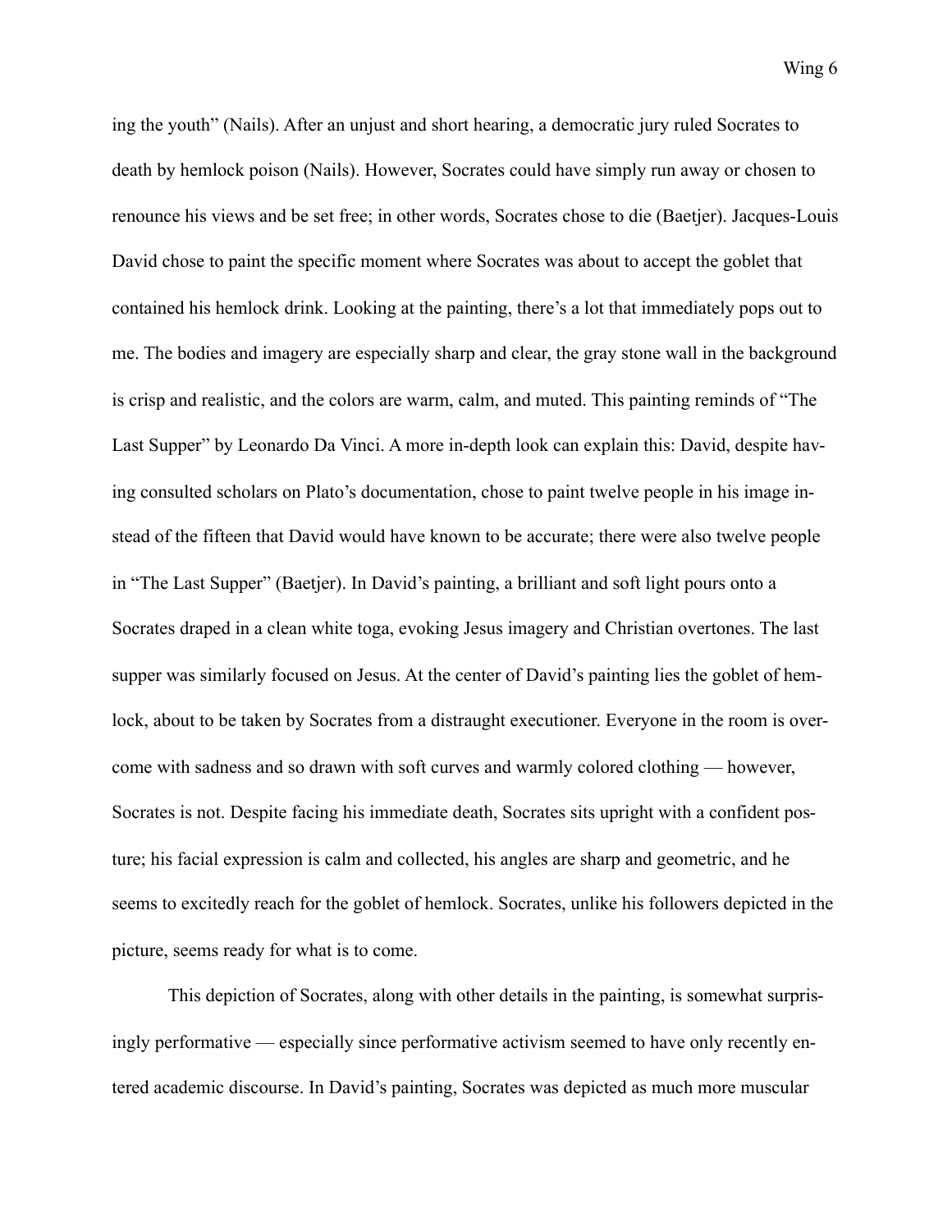ing the youth" (Nails). After an unjust and short hearing, a democratic jury ruled Socrates to death by hemlock poison (Nails). However, Socrates could have simply run away or chosen to renounce his views and be set free; in other words, Socrates chose to die (Baetjer). Jacques-Louis David chose to paint the specific moment where Socrates was about to accept the goblet that contained his hemlock drink. Looking at the painting, there's a lot that immediately pops out to me. The bodies and imagery are especially sharp and clear, the gray stone wall in the background is crisp and realistic, and the colors are warm, calm, and muted. This painting reminds of "The Last Supper" by Leonardo Da Vinci. A more in-depth look can explain this: David, despite having consulted scholars on Plato's documentation, chose to paint twelve people in his image instead of the fifteen that David would have known to be accurate; there were also twelve people in "The Last Supper" (Baetjer). In David's painting, a brilliant and soft light pours onto a Socrates draped in a clean white toga, evoking Jesus imagery and Christian overtones. The last supper was similarly focused on Jesus. At the center of David's painting lies the goblet of hemlock, about to be taken by Socrates from a distraught executioner. Everyone in the room is overcome with sadness and so drawn with soft curves and warmly colored clothing — however, Socrates is not. Despite facing his immediate death, Socrates sits upright with a confident posture; his facial expression is calm and collected, his angles are sharp and geometric, and he seems to excitedly reach for the goblet of hemlock. Socrates, unlike his followers depicted in the picture, seems ready for what is to come.

This depiction of Socrates, along with other details in the painting, is somewhat surprisingly performative — especially since performative activism seemed to have only recently entered academic discourse. In David's painting, Socrates was depicted as much more muscular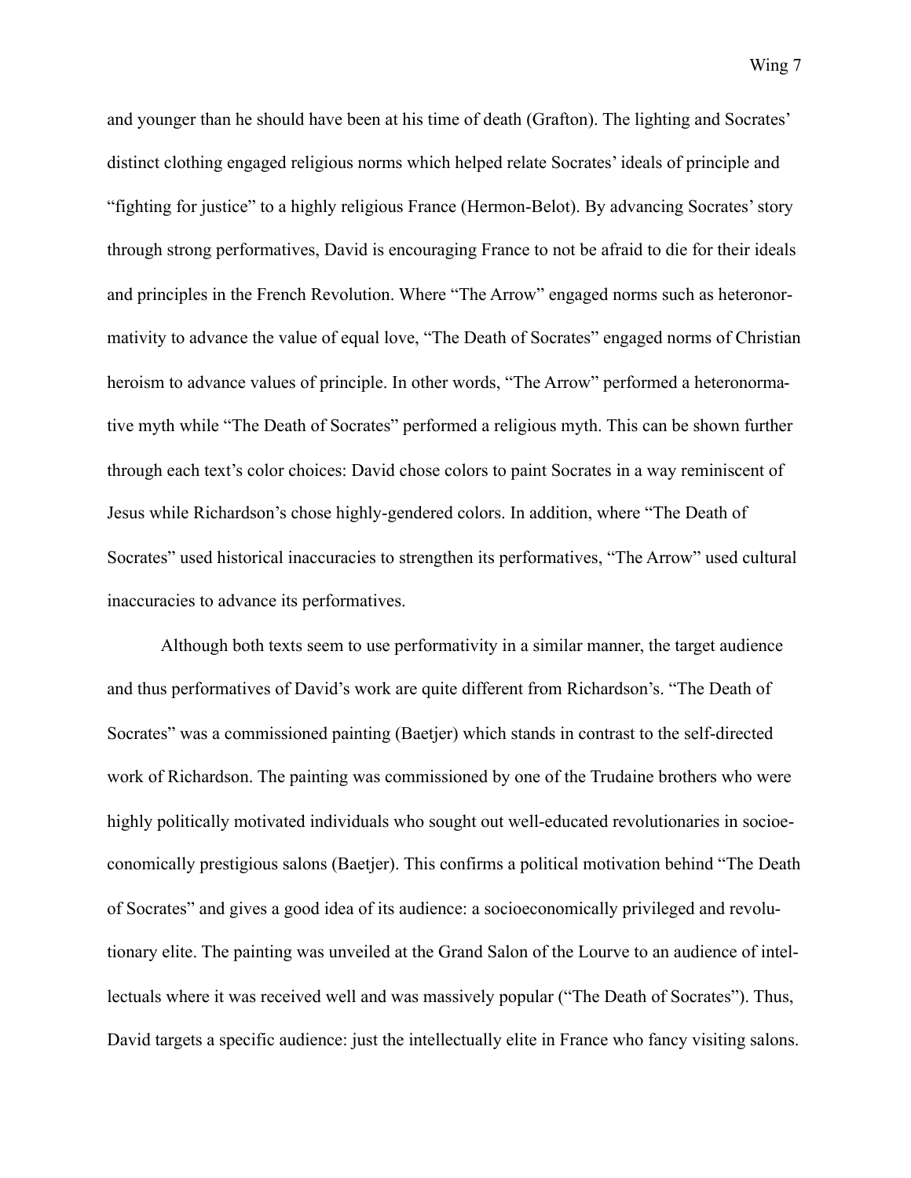and younger than he should have been at his time of death (Grafton). The lighting and Socrates' distinct clothing engaged religious norms which helped relate Socrates' ideals of principle and "fighting for justice" to a highly religious France (Hermon-Belot). By advancing Socrates' story through strong performatives, David is encouraging France to not be afraid to die for their ideals and principles in the French Revolution. Where "The Arrow" engaged norms such as heteronormativity to advance the value of equal love, "The Death of Socrates" engaged norms of Christian heroism to advance values of principle. In other words, "The Arrow" performed a heteronormative myth while "The Death of Socrates" performed a religious myth. This can be shown further through each text's color choices: David chose colors to paint Socrates in a way reminiscent of Jesus while Richardson's chose highly-gendered colors. In addition, where "The Death of Socrates" used historical inaccuracies to strengthen its performatives, "The Arrow" used cultural inaccuracies to advance its performatives.

Although both texts seem to use performativity in a similar manner, the target audience and thus performatives of David's work are quite different from Richardson's. "The Death of Socrates" was a commissioned painting (Baetjer) which stands in contrast to the self-directed work of Richardson. The painting was commissioned by one of the Trudaine brothers who were highly politically motivated individuals who sought out well-educated revolutionaries in socioeconomically prestigious salons (Baetjer). This confirms a political motivation behind "The Death of Socrates" and gives a good idea of its audience: a socioeconomically privileged and revolutionary elite. The painting was unveiled at the Grand Salon of the Lourve to an audience of intellectuals where it was received well and was massively popular ("The Death of Socrates"). Thus, David targets a specific audience: just the intellectually elite in France who fancy visiting salons.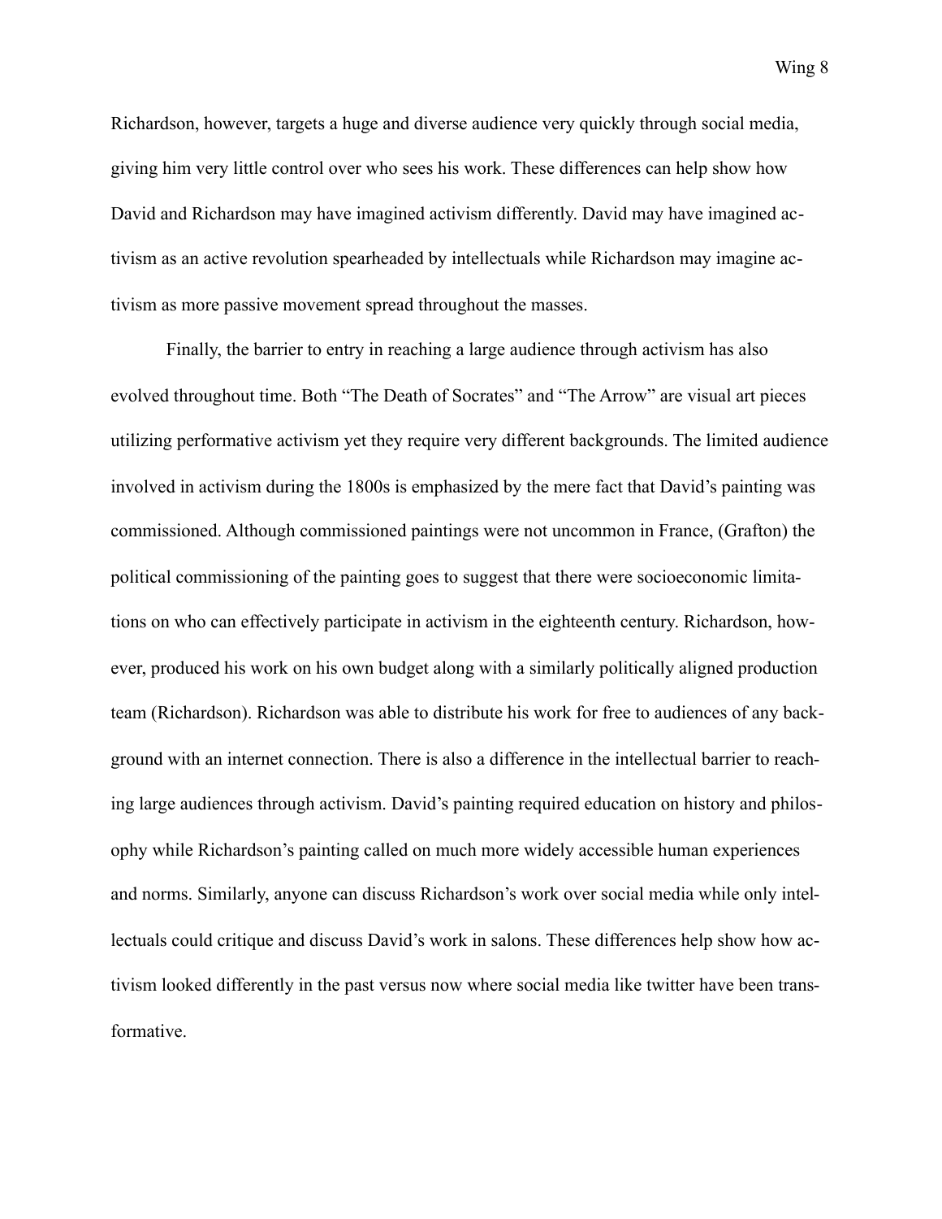Richardson, however, targets a huge and diverse audience very quickly through social media, giving him very little control over who sees his work. These differences can help show how David and Richardson may have imagined activism differently. David may have imagined activism as an active revolution spearheaded by intellectuals while Richardson may imagine activism as more passive movement spread throughout the masses.

Finally, the barrier to entry in reaching a large audience through activism has also evolved throughout time. Both "The Death of Socrates" and "The Arrow" are visual art pieces utilizing performative activism yet they require very different backgrounds. The limited audience involved in activism during the 1800s is emphasized by the mere fact that David's painting was commissioned. Although commissioned paintings were not uncommon in France, (Grafton) the political commissioning of the painting goes to suggest that there were socioeconomic limitations on who can effectively participate in activism in the eighteenth century. Richardson, however, produced his work on his own budget along with a similarly politically aligned production team (Richardson). Richardson was able to distribute his work for free to audiences of any background with an internet connection. There is also a difference in the intellectual barrier to reaching large audiences through activism. David's painting required education on history and philosophy while Richardson's painting called on much more widely accessible human experiences and norms. Similarly, anyone can discuss Richardson's work over social media while only intellectuals could critique and discuss David's work in salons. These differences help show how activism looked differently in the past versus now where social media like twitter have been transformative.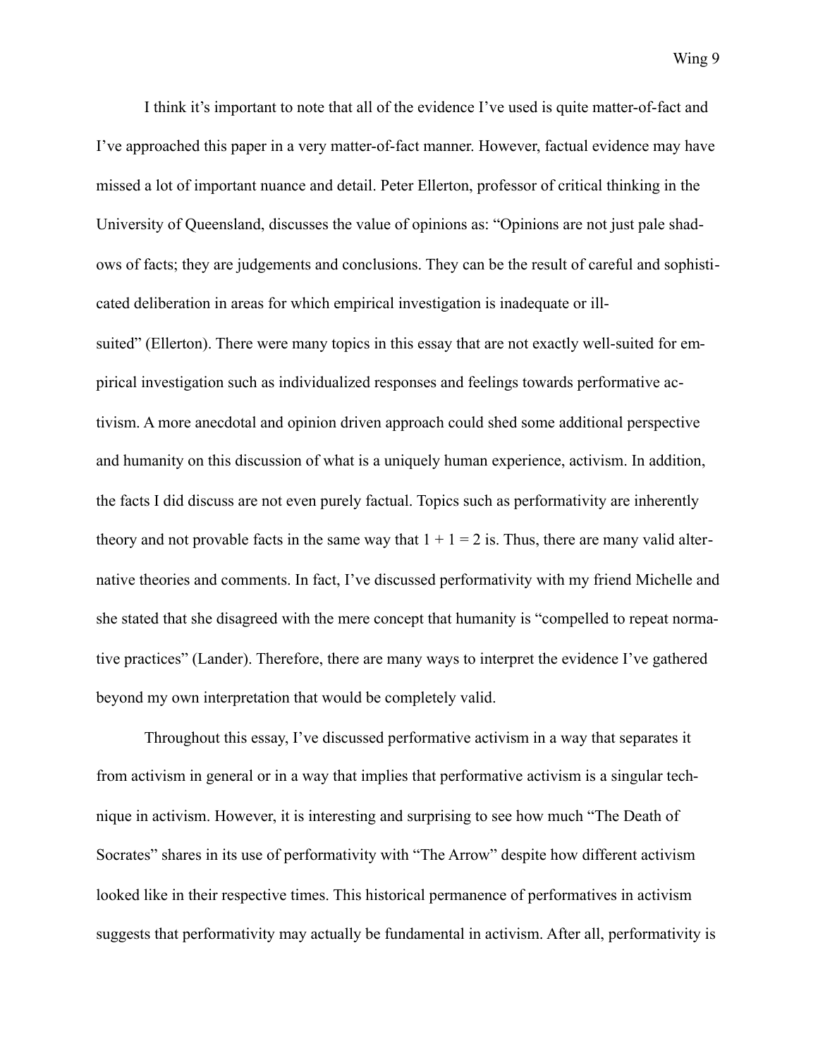I think it's important to note that all of the evidence I've used is quite matter-of-fact and I've approached this paper in a very matter-of-fact manner. However, factual evidence may have missed a lot of important nuance and detail. Peter Ellerton, professor of critical thinking in the University of Queensland, discusses the value of opinions as: "Opinions are not just pale shadows of facts; they are judgements and conclusions. They can be the result of careful and sophisticated deliberation in areas for which empirical investigation is inadequate or ill-suited" (Ellerton). There were many topics in this essay that are not exactly well-suited for empirical investigation such as individualized responses and feelings towards performative activism. A more anecdotal and opinion driven approach could shed some additional perspective and humanity on this discussion of what is a uniquely human experience, activism. In addition, the facts I did discuss are not even purely factual. Topics such as performativity are inherently theory and not provable facts in the same way that $1 + 1 = 2$ is. Thus, there are many valid alternative theories and comments. In fact, I've discussed performativity with my friend Michelle and she stated that she disagreed with the mere concept that humanity is "compelled to repeat normative practices" (Lander). Therefore, there are many ways to interpret the evidence I've gathered beyond my own interpretation that would be completely valid.

Throughout this essay, I've discussed performative activism in a way that separates it from activism in general or in a way that implies that performative activism is a singular technique in activism. However, it is interesting and surprising to see how much "The Death of Socrates" shares in its use of performativity with "The Arrow" despite how different activism looked like in their respective times. This historical permanence of performatives in activism suggests that performativity may actually be fundamental in activism. After all, performativity is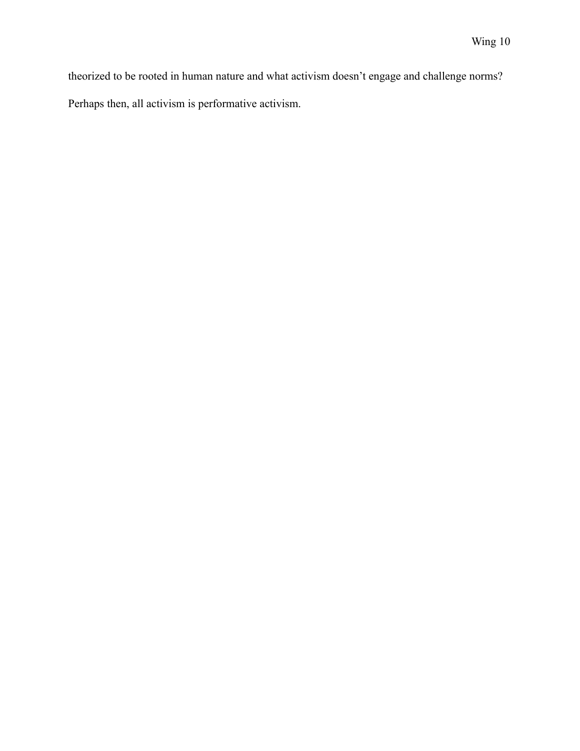theorized to be rooted in human nature and what activism doesn't engage and challenge norms?

Perhaps then, all activism is performative activism.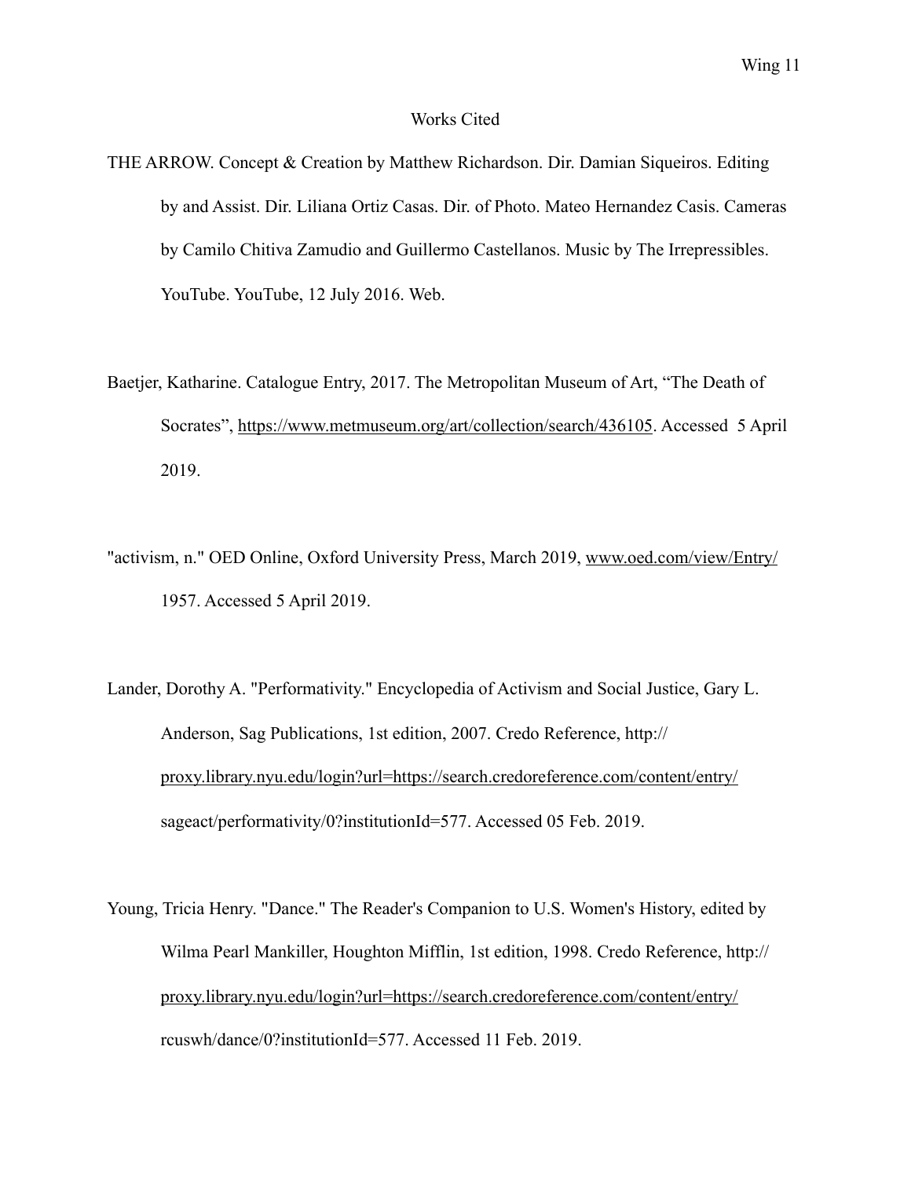# Works Cited

THE ARROW. Concept & Creation by Matthew Richardson. Dir. Damian Siqueiros. Editing by and Assist. Dir. Liliana Ortiz Casas. Dir. of Photo. Mateo Hernandez Casis. Cameras by Camilo Chitiva Zamudio and Guillermo Castellanos. Music by The Irrepressibles. YouTube. YouTube, 12 July 2016. Web.

Baetjer, Katharine. Catalogue Entry, 2017. The Metropolitan Museum of Art, "The Death of Socrates", https://www.metmuseum.org/art/collection/search/436105. Accessed 5 April 2019.

"activism, n." OED Online, Oxford University Press, March 2019, www.oed.com/view/Entry/1957. Accessed 5 April 2019.

Lander, Dorothy A. "Performativity." Encyclopedia of Activism and Social Justice, Gary L. Anderson, Sag Publications, 1st edition, 2007. Credo Reference, http://proxy.library.nyu.edu/login?url=https://search.credoreference.com/content/entry/sageact/performativity/0?institutionId=577. Accessed 05 Feb. 2019.

Young, Tricia Henry. "Dance." The Reader's Companion to U.S. Women's History, edited by Wilma Pearl Mankiller, Houghton Mifflin, 1st edition, 1998. Credo Reference, http://proxy.library.nyu.edu/login?url=https://search.credoreference.com/content/entry/rcuswh/dance/0?institutionId=577. Accessed 11 Feb. 2019.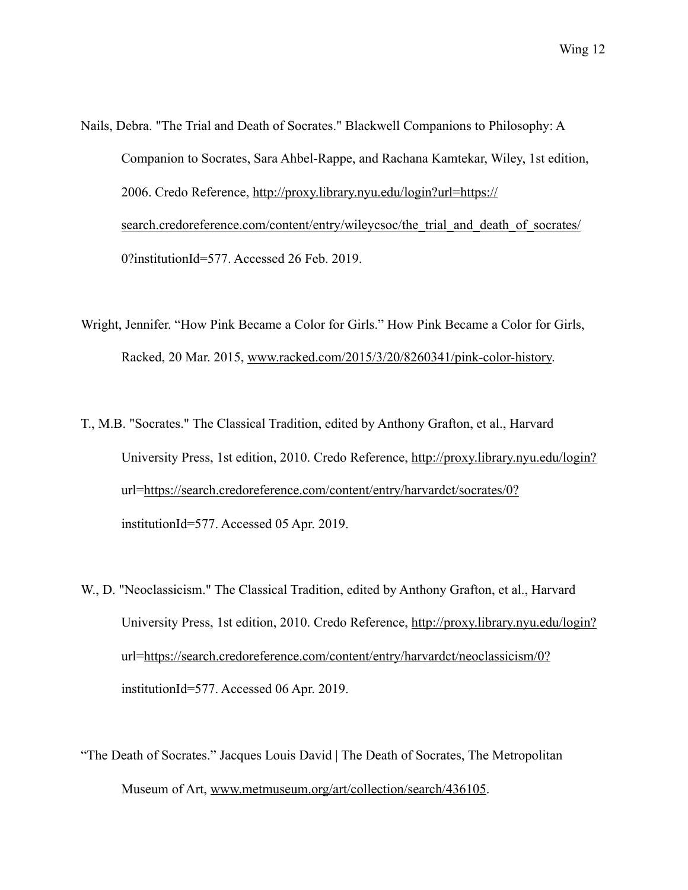Nails, Debra. "The Trial and Death of Socrates." Blackwell Companions to Philosophy: A Companion to Socrates, Sara Ahbel-Rappe, and Rachana Kamtekar, Wiley, 1st edition, 2006. Credo Reference, http://proxy.library.nyu.edu/login?url=https://search.credoreference.com/content/entry/wileycsoc/the_trial_and_death_of_socrates/0?institutionId=577. Accessed 26 Feb. 2019.

Wright, Jennifer. "How Pink Became a Color for Girls." How Pink Became a Color for Girls, Racked, 20 Mar. 2015, www.racked.com/2015/3/20/8260341/pink-color-history.

T., M.B. "Socrates." The Classical Tradition, edited by Anthony Grafton, et al., Harvard University Press, 1st edition, 2010. Credo Reference, http://proxy.library.nyu.edu/login?url=https://search.credoreference.com/content/entry/harvardct/socrates/0?institutionId=577. Accessed 05 Apr. 2019.

W., D. "Neoclassicism." The Classical Tradition, edited by Anthony Grafton, et al., Harvard University Press, 1st edition, 2010. Credo Reference, http://proxy.library.nyu.edu/login?url=https://search.credoreference.com/content/entry/harvardct/neoclassicism/0?institutionId=577. Accessed 06 Apr. 2019.

"The Death of Socrates." Jacques Louis David | The Death of Socrates, The Metropolitan Museum of Art, www.metmuseum.org/art/collection/search/436105.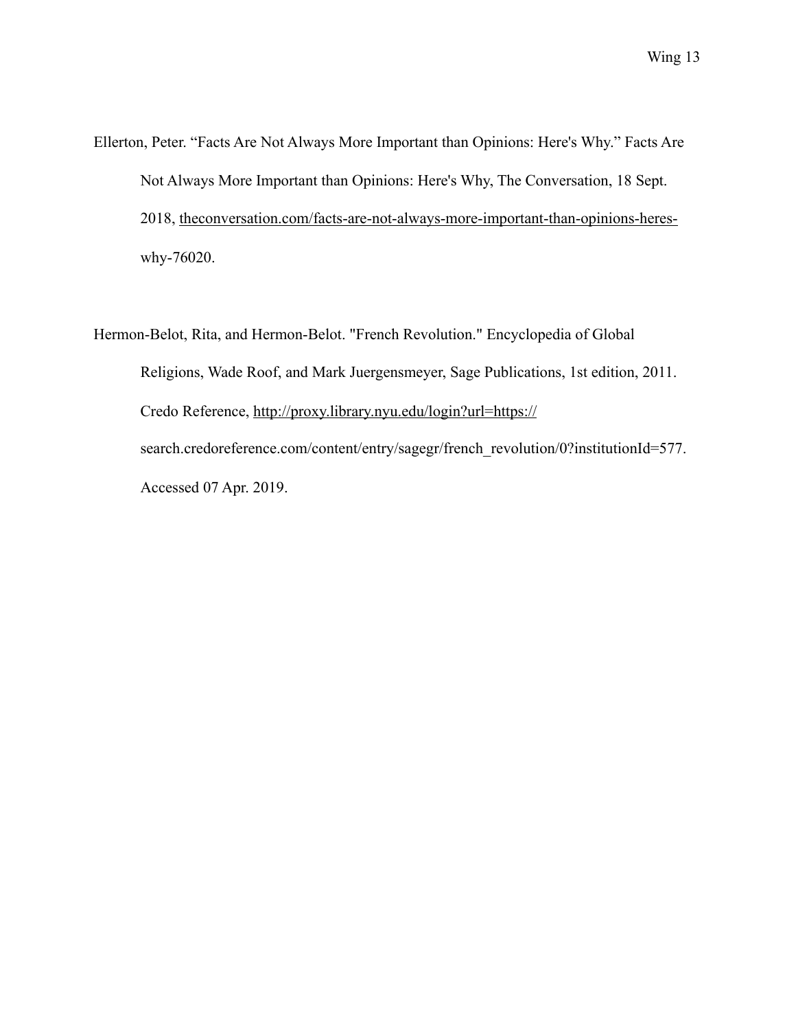Ellerton, Peter. “Facts Are Not Always More Important than Opinions: Here's Why.” Facts Are Not Always More Important than Opinions: Here's Why, The Conversation, 18 Sept. 2018, theconversation.com/facts-are-not-always-more-important-than-opinions-heres-why-76020.

Hermon-Belot, Rita, and Hermon-Belot. "French Revolution." Encyclopedia of Global Religions, Wade Roof, and Mark Juergensmeyer, Sage Publications, 1st edition, 2011. Credo Reference, http://proxy.library.nyu.edu/login?url=https://search.credoreference.com/content/entry/sagegr/french_revolution/0?institutionId=577. Accessed 07 Apr. 2019.